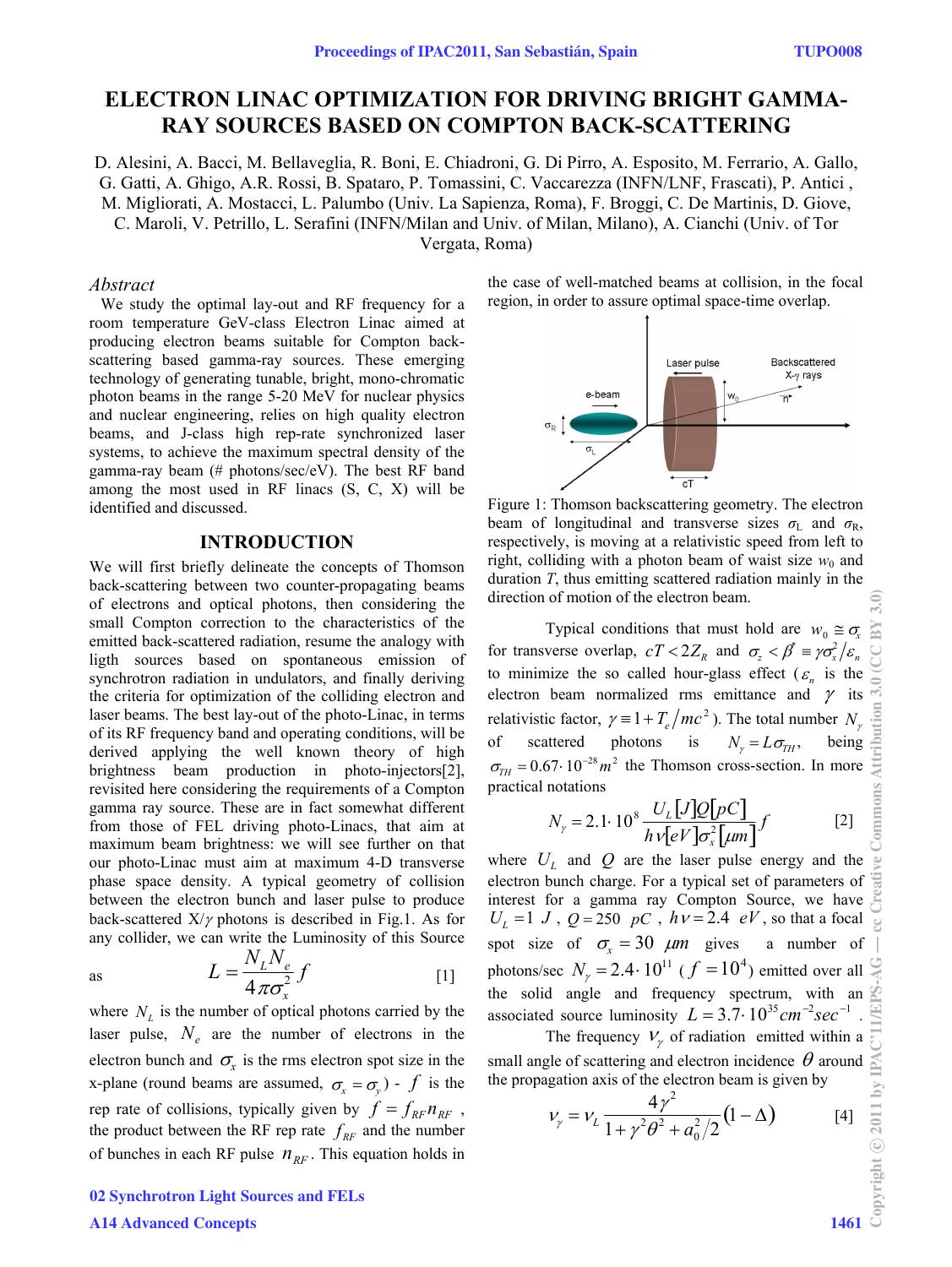# ELECTRON LINAC OPTIMIZATION FOR DRIVING BRIGHT GAMMA-RAY SOURCES BASED ON COMPTON BACK-SCATTERING

D. Alesini, A. Bacci, M. Bellaveglia, R. Boni, E. Chiadroni, G. Di Pirro, A. Esposito, M. Ferrario, A. Gallo, G. Gatti, A. Ghigo, A.R. Rossi, B. Spataro, P. Tomassini, C. Vaccarezza (INFN/LNF, Frascati), P. Antici , M. Migliorati, A. Mostacci, L. Palumbo (Univ. La Sapienza, Roma), F. Broggi, C. De Martinis, D. Giove, C. Maroli, V. Petrillo, L. Serafini (INFN/Milan and Univ. of Milan, Milano), A. Cianchi (Univ. of Tor Vergata, Roma)

### *Abstract*

We study the optimal lay-out and RF frequency for a room temperature GeV-class Electron Linac aimed at producing electron beams suitable for Compton back-scattering based gamma-ray sources. These emerging technology of generating tunable, bright, mono-chromatic photon beams in the range 5-20 MeV for nuclear physics and nuclear engineering, relies on high quality electron beams, and J-class high rep-rate synchronized laser systems, to achieve the maximum spectral density of the gamma-ray beam (# photons/sec/eV). The best RF band among the most used in RF linacs (S, C, X) will be identified and discussed.

## INTRODUCTION

We will first briefly delineate the concepts of Thomson back-scattering between two counter-propagating beams of electrons and optical photons, then considering the small Compton correction to the characteristics of the emitted back-scattered radiation, resume the analogy with ligth sources based on spontaneous emission of synchrotron radiation in undulators, and finally deriving the criteria for optimization of the colliding electron and laser beams. The best lay-out of the photo-Linac, in terms of its RF frequency band and operating conditions, will be derived applying the well known theory of high brightness beam production in photo-injectors[2], revisited here considering the requirements of a Compton gamma ray source. These are in fact somewhat different from those of FEL driving photo-Linacs, that aim at maximum beam brightness: we will see further on that our photo-Linac must aim at maximum 4-D transverse phase space density. A typical geometry of the collision between the electron bunch and laser pulse to produce back-scattered X/$\gamma$ photons is described in Fig.1. As for any collider, we can write the Luminosity of this Source as

$$L = \frac{N_L N_e}{4\pi\sigma_x^2} f \qquad [1]$$

where $N_L$ is the number of optical photons carried by the laser pulse, $N_e$ are the number of electrons in the electron bunch and $\sigma_x$ is the rms electron spot size in the x-plane (round beams are assumed, $\sigma_x = \sigma_y$) - $f$ is the rep rate of collisions, typically given by $f = f_{RF} n_{RF}$, the product between the RF rep rate $f_{RF}$ and the number of bunches in each RF pulse $n_{RF}$. This equation holds in the case of well-matched beams at collision, in the focal region, in order to assure optimal space-time overlap.

Figure 1: Thomson backscattering geometry. The electron beam of longitudinal and transverse sizes $\sigma_L$ and $\sigma_R$, respectively, is moving at a relativistic speed from left to right, colliding with a photon beam of waist size $w_0$ and duration $T$, thus emitting scattered radiation mainly in the direction of motion of the electron beam.

Typical conditions that must hold are $w_0 \cong \sigma_x$ for transverse overlap, $cT < 2Z_R$ and $\sigma_z < \beta^* \equiv \gamma\sigma_x^2/\varepsilon_n$ to minimize the so called hour-glass effect ($\varepsilon_n$ is the electron beam normalized rms emittance and $\gamma$ its relativistic factor, $\gamma \equiv 1 + T_e/mc^2$). The total number $N_\gamma$ of scattered photons is $N_\gamma = L\sigma_{TH}$, being $\sigma_{TH} = 0.67 \cdot 10^{-28} m^2$ the Thomson cross-section. In more practical notations

$$N_\gamma = 2.1 \cdot 10^8 \frac{U_L[J]Q[pC]}{h\nu[eV]\sigma_x^2[\mu m]} f \qquad [2]$$

where $U_L$ and $Q$ are the laser pulse energy and the electron bunch charge. For a typical set of parameters of interest for a gamma ray Compton Source, we have $U_L = 1\ J$, $Q = 250\ pC$, $h\nu = 2.4\ eV$, so that a focal spot size of $\sigma_x = 30\ \mu m$ gives a number of photons/sec $N_\gamma = 2.4 \cdot 10^{11}$ ($f = 10^4$) emitted over all the solid angle and frequency spectrum, with an associated source luminosity $L = 3.7 \cdot 10^{35} cm^{-2} sec^{-1}$.

The frequency $\nu_\gamma$ of radiation emitted within a small angle of scattering and electron incidence $\theta$ around the propagation axis of the electron beam is given by

$$\nu_\gamma = \nu_L \frac{4\gamma^2}{1 + \gamma^2\theta^2 + a_0^2/2}(1 - \Delta) \qquad [4]$$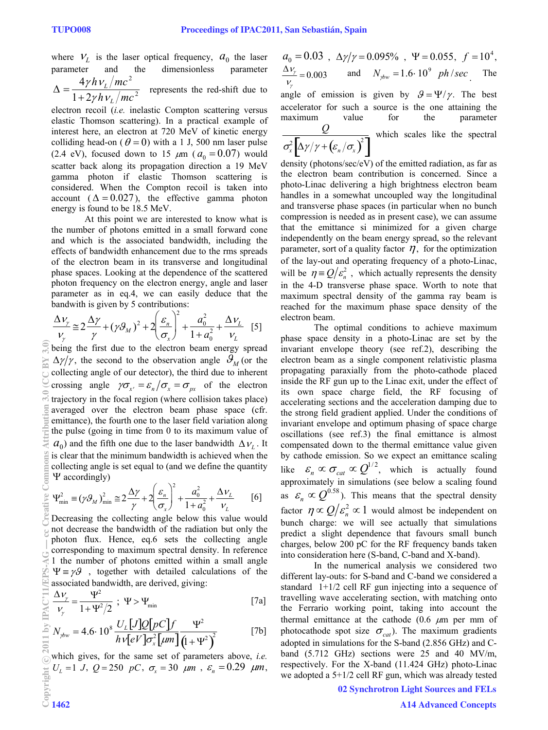where $\nu_L$ is the laser optical frequency, $a_0$ the laser parameter and the dimensionless parameter $\Delta = \frac{4\gamma h\nu_L/mc^2}{1+2\gamma h\nu_L/mc^2}$ represents the red-shift due to electron recoil (*i.e.* inelastic Compton scattering versus elastic Thomson scattering). In a practical example of interest here, an electron at 720 MeV of kinetic energy colliding head-on ($\theta = 0$) with a 1 J, 500 nm laser pulse (2.4 eV), focused down to 15 $\mu$m ($a_0 = 0.07$) would scatter back along its propagation direction a 19 MeV gamma photon if elastic Thomson scattering is considered. When the Compton recoil is taken into account ($\Delta = 0.027$), the effective gamma photon energy is found to be 18.5 MeV.

At this point we are interested to know what is the number of photons emitted in a small forward cone and which is the associated bandwidth, including the effects of bandwidth enhancement due to the rms spreads of the electron beam in its transverse and longitudinal phase spaces. Looking at the dependence of the scattered photon frequency on the electron energy, angle and laser parameter as in eq.4, we can easily deduce that the bandwith is given by 5 contributions:

$$\frac{\Delta\nu_\gamma}{\nu_\gamma} \cong 2\frac{\Delta\gamma}{\gamma} + (\gamma\vartheta_M)^2 + 2\left(\frac{\varepsilon_n}{\sigma_x}\right)^2 + \frac{a_0^2}{1+a_0^2} + \frac{\Delta\nu_L}{\nu_L} \quad [5]$$

being the first due to the electron beam energy spread $\Delta\gamma/\gamma$, the second to the observation angle $\vartheta_M$ (or the collecting angle of our detector), the third due to inherent crossing angle $\gamma\sigma_{x'} = \varepsilon_n/\sigma_x = \sigma_{px}$ of the electron trajectory in the focal region (where collision takes place) averaged over the electron beam phase space (cfr. emittance), the fourth one to the laser field variation along the pulse (going in time from 0 to its maximum value of $a_0$) and the fifth one due to the laser bandwidth $\Delta\nu_L$. It is clear that the minimum bandwidth is achieved when the collecting angle is set equal to (and we define the quantity $\Psi$ accordingly)

$$\Psi^2_{\min} \equiv (\gamma\vartheta_M)^2_{\min} \cong 2\frac{\Delta\gamma}{\gamma} + 2\left(\frac{\varepsilon_n}{\sigma_x}\right)^2 + \frac{a_0^2}{1+a_0^2} + \frac{\Delta\nu_L}{\nu_L} \quad [6]$$

Decreasing the collecting angle below this value would not decrease the bandwidth of the radiation but only the photon flux. Hence, eq.6 sets the collecting angle corresponding to maximum spectral density. In reference 1 the number of photons emitted within a small angle $\Psi \equiv \gamma\vartheta$, together with detailed calculations of the associated bandwidth, are derived, giving:

$$\frac{\Delta\nu_\gamma}{\nu_\gamma} = \frac{\Psi^2}{1+\Psi^2/2} \;;\; \Psi > \Psi_{\min} \quad [7a]$$

$$N_{\gamma bw} = 4.6\cdot 10^8 \frac{U_L[J]Q[pC]f}{h\nu[eV]\sigma_x^2[\mu m]}\frac{\Psi^2}{\left(1+\Psi^2\right)^2} \quad [7b]$$

which gives, for the same set of parameters above, *i.e.* $U_L = 1\ J$, $Q = 250\ pC$, $\sigma_x = 30\ \mu m$, $\varepsilon_n = 0.29\ \mu m$, $a_0 = 0.03$, $\Delta\gamma/\gamma = 0.095\%$, $\Psi = 0.055$, $f = 10^4$, $\frac{\Delta\nu_\gamma}{\nu_\gamma} = 0.003$ and $N_{\gamma bw} = 1.6\cdot 10^9\ ph/sec$. The angle of emission is given by $\vartheta = \Psi/\gamma$. The best accelerator for such a source is the one attaining the maximum value for the parameter $\frac{Q}{\sigma_x^2\left[\Delta\gamma/\gamma + (\varepsilon_n/\sigma_x)^2\right]}$ which scales like the spectral density (photons/sec/eV) of the emitted radiation, as far as the electron beam contribution is concerned. Since a photo-Linac delivering a high brightness electron beam handles in a somewhat uncoupled way the longitudinal and transverse phase spaces (in particular when no bunch compression is needed as in present case), we can assume that the emittance si minimized for a given charge independently on the beam energy spread, so the relevant parameter, sort of a quality factor $\eta$, for the optimization of the lay-out and operating frequency of a photo-Linac, will be $\eta \equiv Q/\varepsilon_n^2$, which actually represents the density in the 4-D transverse phase space. Worth to note that maximum spectral density of the gamma ray beam is reached for the maximum phase space density of the electron beam.

The optimal conditions to achieve maximum phase space density in a photo-Linac are set by the invariant envelope theory (see ref.2), describing the electron beam as a single component relativistic plasma propagating paraxially from the photo-cathode placed inside the RF gun up to the Linac exit, under the effect of its own space charge field, the RF focusing of accelerating sections and the acceleration damping due to the strong field gradient applied. Under the conditions of invariant envelope and optimum phasing of space charge oscillations (see ref.3) the final emittance is almost compensated down to the thermal emittance value given by cathode emission. So we expect an emittance scaling like $\varepsilon_n \propto \sigma_{cat} \propto Q^{1/2}$, which is actually found approximately in simulations (see below a scaling found as $\varepsilon_n \propto Q^{0.58}$). This means that the spectral density factor $\eta \propto Q/\varepsilon_n^2 \propto 1$ would almost be independent on bunch charge: we will see actually that simulations predict a slight dependence that favours small bunch charges, below 200 pC for the RF frequency bands taken into consideration here (S-band, C-band and X-band).

In the numerical analysis we considered two different lay-outs: for S-band and C-band we considered a standard 1+1/2 cell RF gun injecting into a sequence of travelling wave accelerating section, with matching onto the Ferrario working point, taking into account the thermal emittance at the cathode (0.6 $\mu$m per mm of photocathode spot size $\sigma_{cat}$). The maximum gradients adopted in simulations for the S-band (2.856 GHz) and C-band (5.712 GHz) sections were 25 and 40 MV/m, respectively. For the X-band (11.424 GHz) photo-Linac we adopted a 5+1/2 cell RF gun, which was already tested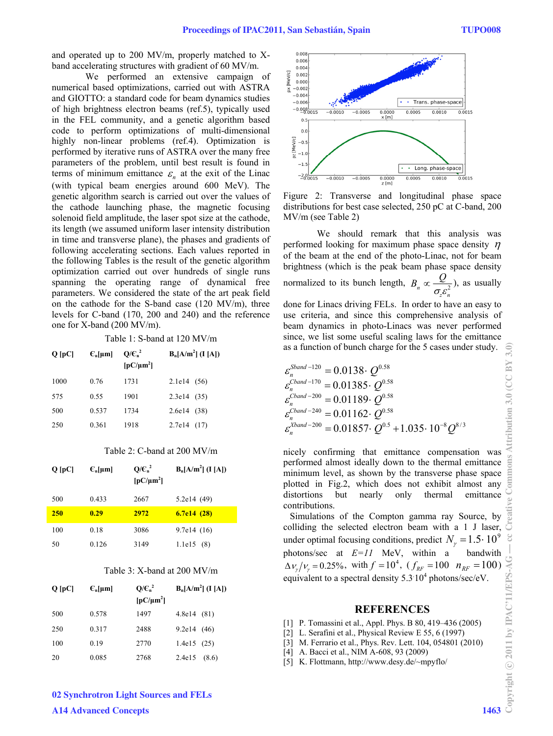and operated up to 200 MV/m, properly matched to X-band accelerating structures with gradient of 60 MV/m.

We performed an extensive campaign of numerical based optimizations, carried out with ASTRA and GIOTTO: a standard code for beam dynamics studies of high brightness electron beams (ref.5), typically used in the FEL community, and a genetic algorithm based code to perform optimizations of multi-dimensional highly non-linear problems (ref.4). Optimization is performed by iterative runs of ASTRA over the many free parameters of the problem, until best result is found in terms of minimum emittance $\varepsilon_n$ at the exit of the Linac (with typical beam energies around 600 MeV). The genetic algorithm search is carried out over the values of the cathode launching phase, the magnetic focusing solenoid field amplitude, the laser spot size at the cathode, its length (we assumed uniform laser intensity distribution in time and transverse plane), the phases and gradients of following accelerating sections. Each values reported in the following Tables is the result of the genetic algorithm optimization carried out over hundreds of single runs spanning the operating range of dynamical free parameters. We considered the state of the art peak field on the cathode for the S-band case (120 MV/m), three levels for C-band (170, 200 and 240) and the reference one for X-band (200 MV/m).

Table 1: S-band at 120 MV/m

| Q [pC] | $\epsilon_n$[μm] | $Q/\epsilon_n^2$ [pC/μm$^2$] | $B_n$[A/m$^2$] (I [A]) |
|---|---|---|---|
| 1000 | 0.76 | 1731 | 2.1e14 (56) |
| 575 | 0.55 | 1901 | 2.3e14 (35) |
| 500 | 0.537 | 1734 | 2.6e14 (38) |
| 250 | 0.361 | 1918 | 2.7e14 (17) |

Table 2: C-band at 200 MV/m

| Q [pC] | $\epsilon_n$[μm] | $Q/\epsilon_n^2$ [pC/μm$^2$] | $B_n$[A/m$^2$] (I [A]) |
|---|---|---|---|
| 500 | 0.433 | 2667 | 5.2e14 (49) |
| **250** | **0.29** | **2972** | **6.7e14 (28)** |
| 100 | 0.18 | 3086 | 9.7e14 (16) |
| 50 | 0.126 | 3149 | 1.1e15 (8) |

Table 3: X-band at 200 MV/m

| Q [pC] | $\epsilon_n$[μm] | $Q/\epsilon_n^2$ [pC/μm$^2$] | $B_n$[A/m$^2$] (I [A]) |
|---|---|---|---|
| 500 | 0.578 | 1497 | 4.8e14 (81) |
| 250 | 0.317 | 2488 | 9.2e14 (46) |
| 100 | 0.19 | 2770 | 1.4e15 (25) |
| 20 | 0.085 | 2768 | 2.4e15 (8.6) |

Trans. phase-space
px [MeV/c]
x [m]
Long. phase-space
pz [MeV/c]
z [m]

Figure 2: Transverse and longitudinal phase space distributions for best case selected, 250 pC at C-band, 200 MV/m (see Table 2)

We should remark that this analysis was performed looking for maximum phase space density $\eta$ of the beam at the end of the photo-Linac, not for beam brightness (which is the peak beam phase space density normalized to its bunch length, $B_n \propto \frac{Q}{\sigma_z \varepsilon_n^2}$), as usually done for Linacs driving FELs. In order to have an easy to use criteria, and since this comprehensive analysis of beam dynamics in photo-Linacs was never performed since, we list some useful scaling laws for the emittance as a function of bunch charge for the 5 cases under study.

$$\varepsilon_n^{Sband-120} = 0.0138 \cdot Q^{0.58}$$
$$\varepsilon_n^{Cband-170} = 0.01385 \cdot Q^{0.58}$$
$$\varepsilon_n^{Cband-200} = 0.01189 \cdot Q^{0.58}$$
$$\varepsilon_n^{Cband-240} = 0.01162 \cdot Q^{0.58}$$
$$\varepsilon_n^{Xband-200} = 0.01857 \cdot Q^{0.5} + 1.035 \cdot 10^{-8} Q^{8/3}$$

nicely confirming that emittance compensation was performed almost ideally down to the thermal emittance minimum level, as shown by the transverse phase space plotted in Fig.2, which does not exhibit almost any distortions but nearly only thermal emittance contributions.

Simulations of the Compton gamma ray Source, by colliding the selected electron beam with a 1 J laser, under optimal focusing conditions, predict $N_\gamma = 1.5 \cdot 10^9$ photons/sec at *E=11* MeV, within a bandwith $\Delta\nu_\gamma/\nu_\gamma = 0.25\%$, with $f = 10^4$, ($f_{RF} = 100$ $n_{RF} = 100$) equivalent to a spectral density 5.3·10$^4$ photons/sec/eV.

## REFERENCES

[1] P. Tomassini et al., Appl. Phys. B 80, 419–436 (2005)
[2] L. Serafini et al., Physical Review E 55, 6 (1997)
[3] M. Ferrario et al., Phys. Rev. Lett. 104, 054801 (2010)
[4] A. Bacci et al., NIM A-608, 93 (2009)
[5] K. Flottmann, http://www.desy.de/~mpyflo/